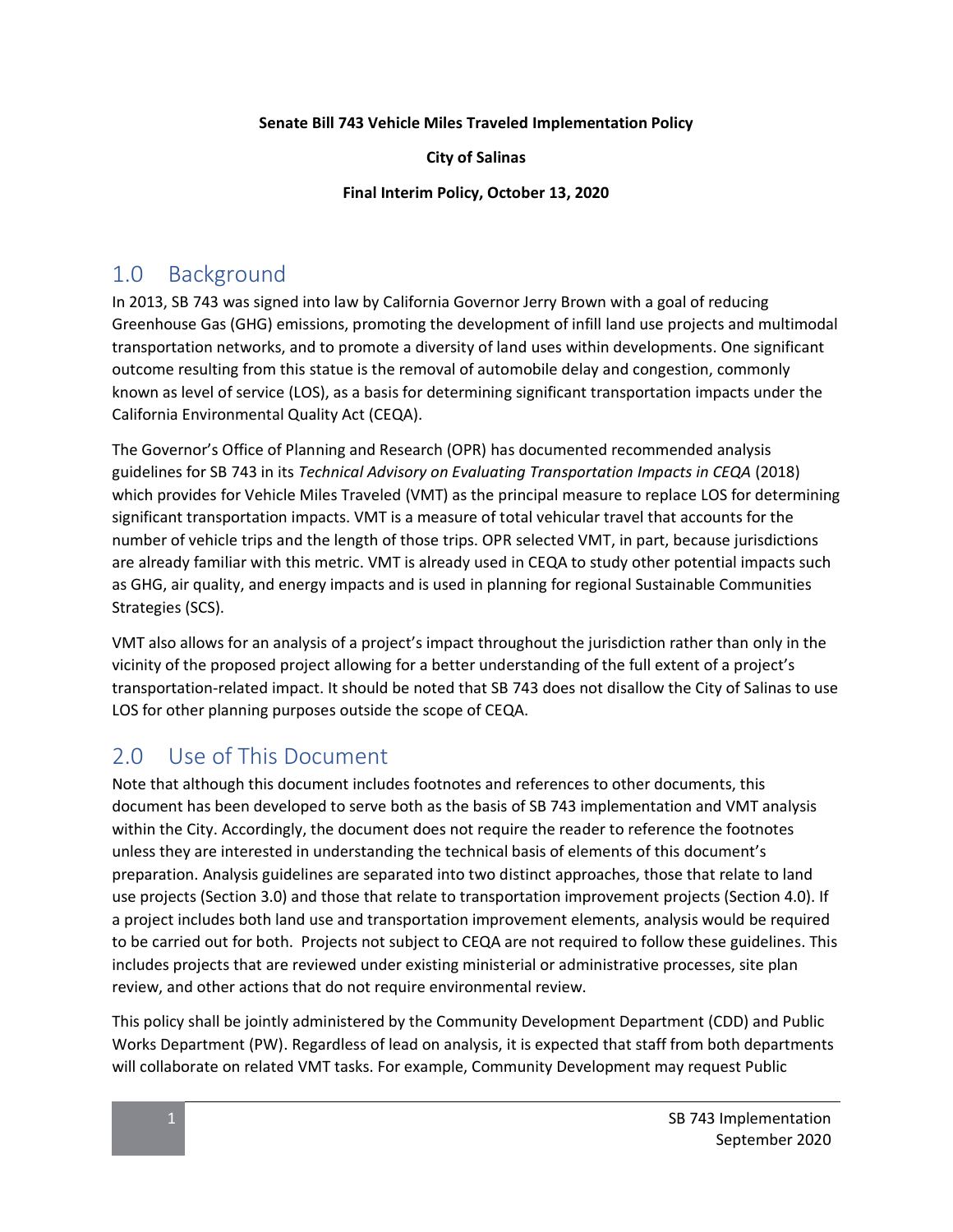**Senate Bill 743 Vehicle Miles Traveled Implementation Policy**

**City of Salinas**

**Final Interim Policy, October 13, 2020**

## 1.0 Background

In 2013, SB 743 was signed into law by California Governor Jerry Brown with a goal of reducing Greenhouse Gas (GHG) emissions, promoting the development of infill land use projects and multimodal transportation networks, and to promote a diversity of land uses within developments. One significant outcome resulting from this statue is the removal of automobile delay and congestion, commonly known as level of service (LOS), as a basis for determining significant transportation impacts under the California Environmental Quality Act (CEQA).

The Governor's Office of Planning and Research (OPR) has documented recommended analysis guidelines for SB 743 in its *Technical Advisory on Evaluating Transportation Impacts in CEQA* (2018) which provides for Vehicle Miles Traveled (VMT) as the principal measure to replace LOS for determining significant transportation impacts. VMT is a measure of total vehicular travel that accounts for the number of vehicle trips and the length of those trips. OPR selected VMT, in part, because jurisdictions are already familiar with this metric. VMT is already used in CEQA to study other potential impacts such as GHG, air quality, and energy impacts and is used in planning for regional Sustainable Communities Strategies (SCS).

VMT also allows for an analysis of a project's impact throughout the jurisdiction rather than only in the vicinity of the proposed project allowing for a better understanding of the full extent of a project's transportation-related impact. It should be noted that SB 743 does not disallow the City of Salinas to use LOS for other planning purposes outside the scope of CEQA.

## 2.0 Use of This Document

Note that although this document includes footnotes and references to other documents, this document has been developed to serve both as the basis of SB 743 implementation and VMT analysis within the City. Accordingly, the document does not require the reader to reference the footnotes unless they are interested in understanding the technical basis of elements of this document's preparation. Analysis guidelines are separated into two distinct approaches, those that relate to land use projects (Section 3.0) and those that relate to transportation improvement projects (Section 4.0). If a project includes both land use and transportation improvement elements, analysis would be required to be carried out for both. Projects not subject to CEQA are not required to follow these guidelines. This includes projects that are reviewed under existing ministerial or administrative processes, site plan review, and other actions that do not require environmental review.

This policy shall be jointly administered by the Community Development Department (CDD) and Public Works Department (PW). Regardless of lead on analysis, it is expected that staff from both departments will collaborate on related VMT tasks. For example, Community Development may request Public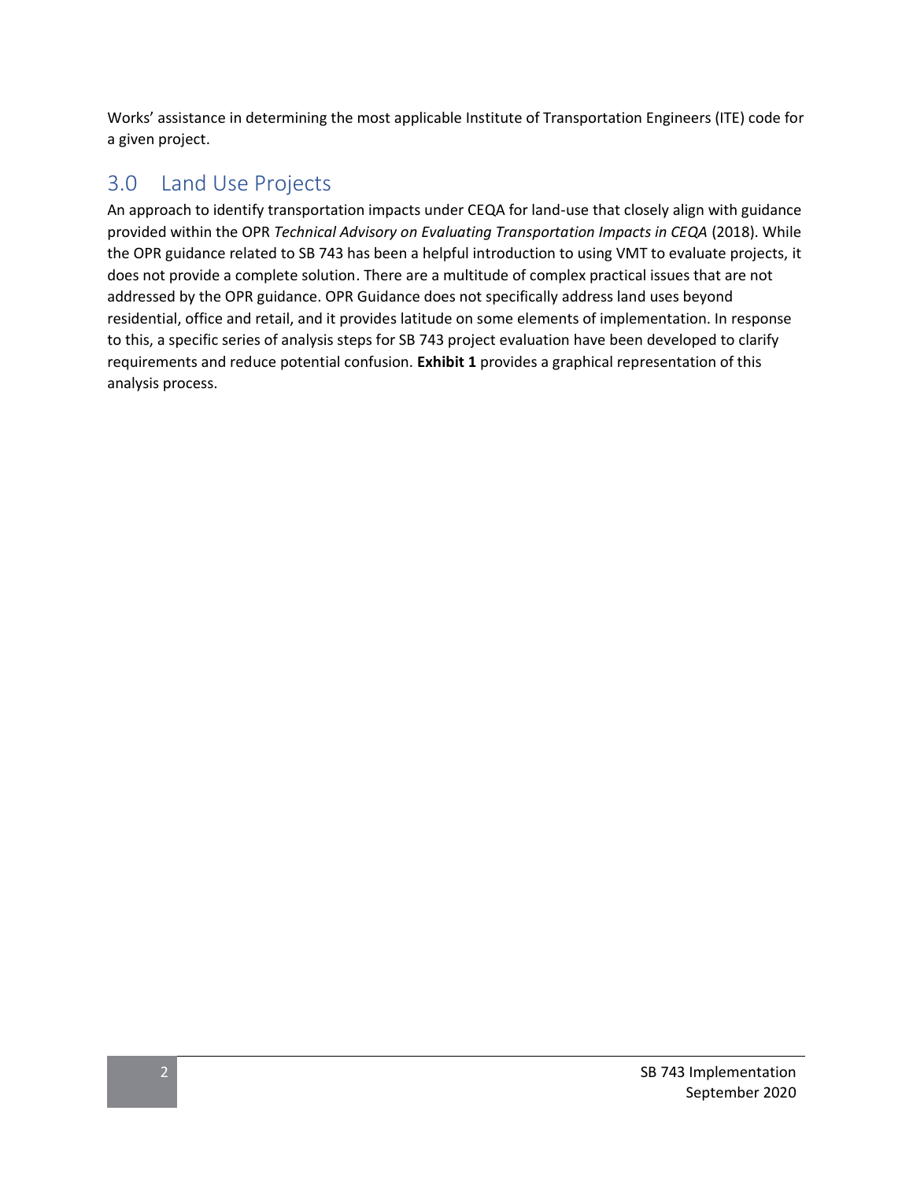Works' assistance in determining the most applicable Institute of Transportation Engineers (ITE) code for a given project.

## 3.0 Land Use Projects

An approach to identify transportation impacts under CEQA for land-use that closely align with guidance provided within the OPR *Technical Advisory on Evaluating Transportation Impacts in CEQA* (2018). While the OPR guidance related to SB 743 has been a helpful introduction to using VMT to evaluate projects, it does not provide a complete solution. There are a multitude of complex practical issues that are not addressed by the OPR guidance. OPR Guidance does not specifically address land uses beyond residential, office and retail, and it provides latitude on some elements of implementation. In response to this, a specific series of analysis steps for SB 743 project evaluation have been developed to clarify requirements and reduce potential confusion. **Exhibit 1** provides a graphical representation of this analysis process.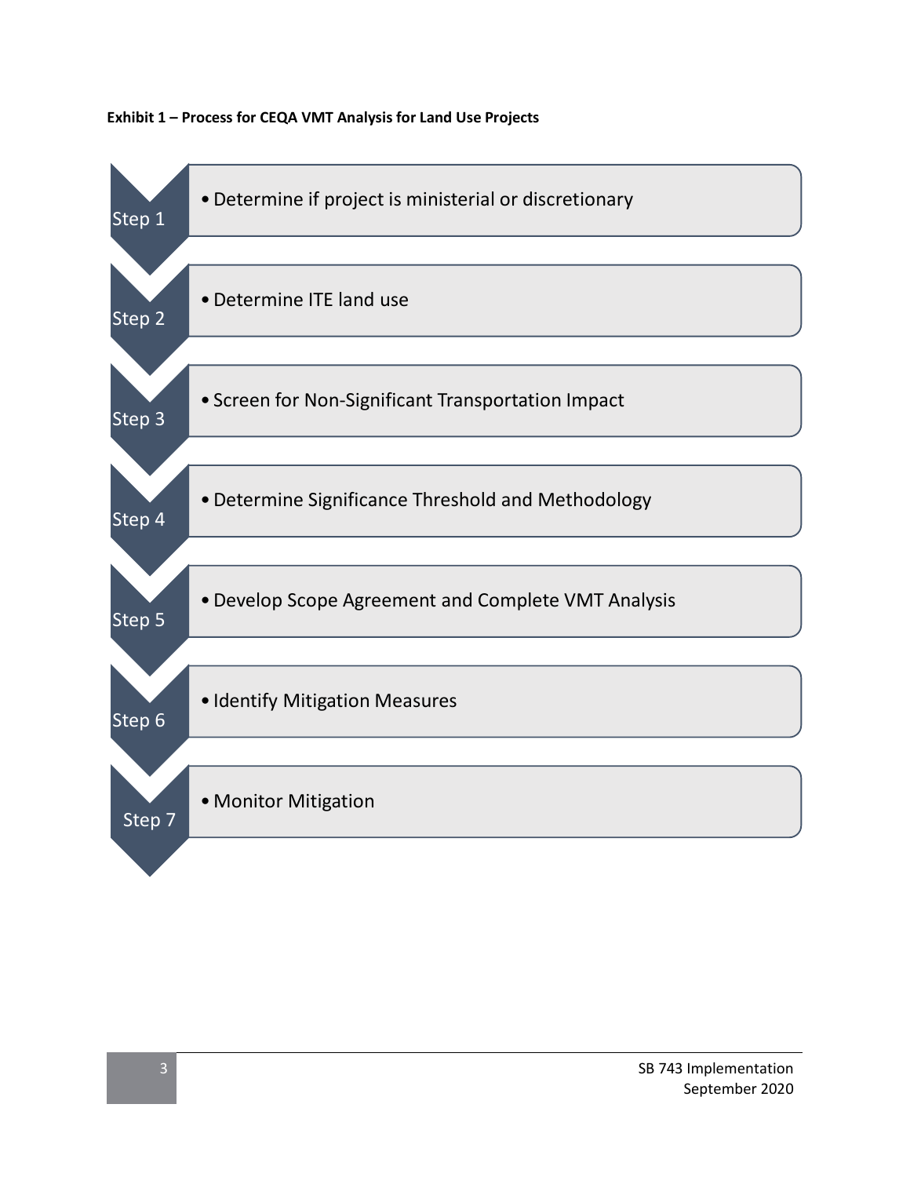**Exhibit 1 – Process for CEQA VMT Analysis for Land Use Projects**

- **Step 1**
  - Determine if project is ministerial or discretionary
- **Step 2**
  - Determine ITE land use
- **Step 3**
  - Screen for Non-Significant Transportation Impact
- **Step 4**
  - Determine Significance Threshold and Methodology
- **Step 5**
  - Develop Scope Agreement and Complete VMT Analysis
- **Step 6**
  - Identify Mitigation Measures
- **Step 7**
  - Monitor Mitigation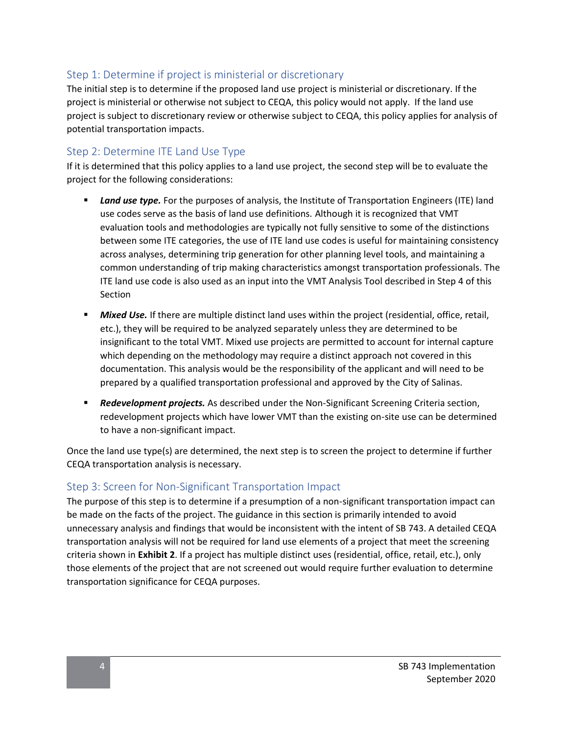### Step 1: Determine if project is ministerial or discretionary

The initial step is to determine if the proposed land use project is ministerial or discretionary. If the project is ministerial or otherwise not subject to CEQA, this policy would not apply. If the land use project is subject to discretionary review or otherwise subject to CEQA, this policy applies for analysis of potential transportation impacts.

### Step 2: Determine ITE Land Use Type

If it is determined that this policy applies to a land use project, the second step will be to evaluate the project for the following considerations:

- ***Land use type.*** For the purposes of analysis, the Institute of Transportation Engineers (ITE) land use codes serve as the basis of land use definitions. Although it is recognized that VMT evaluation tools and methodologies are typically not fully sensitive to some of the distinctions between some ITE categories, the use of ITE land use codes is useful for maintaining consistency across analyses, determining trip generation for other planning level tools, and maintaining a common understanding of trip making characteristics amongst transportation professionals. The ITE land use code is also used as an input into the VMT Analysis Tool described in Step 4 of this Section
- ***Mixed Use.*** If there are multiple distinct land uses within the project (residential, office, retail, etc.), they will be required to be analyzed separately unless they are determined to be insignificant to the total VMT. Mixed use projects are permitted to account for internal capture which depending on the methodology may require a distinct approach not covered in this documentation. This analysis would be the responsibility of the applicant and will need to be prepared by a qualified transportation professional and approved by the City of Salinas.
- ***Redevelopment projects.*** As described under the Non-Significant Screening Criteria section, redevelopment projects which have lower VMT than the existing on-site use can be determined to have a non-significant impact.

Once the land use type(s) are determined, the next step is to screen the project to determine if further CEQA transportation analysis is necessary.

### Step 3: Screen for Non-Significant Transportation Impact

The purpose of this step is to determine if a presumption of a non-significant transportation impact can be made on the facts of the project. The guidance in this section is primarily intended to avoid unnecessary analysis and findings that would be inconsistent with the intent of SB 743. A detailed CEQA transportation analysis will not be required for land use elements of a project that meet the screening criteria shown in **Exhibit 2**. If a project has multiple distinct uses (residential, office, retail, etc.), only those elements of the project that are not screened out would require further evaluation to determine transportation significance for CEQA purposes.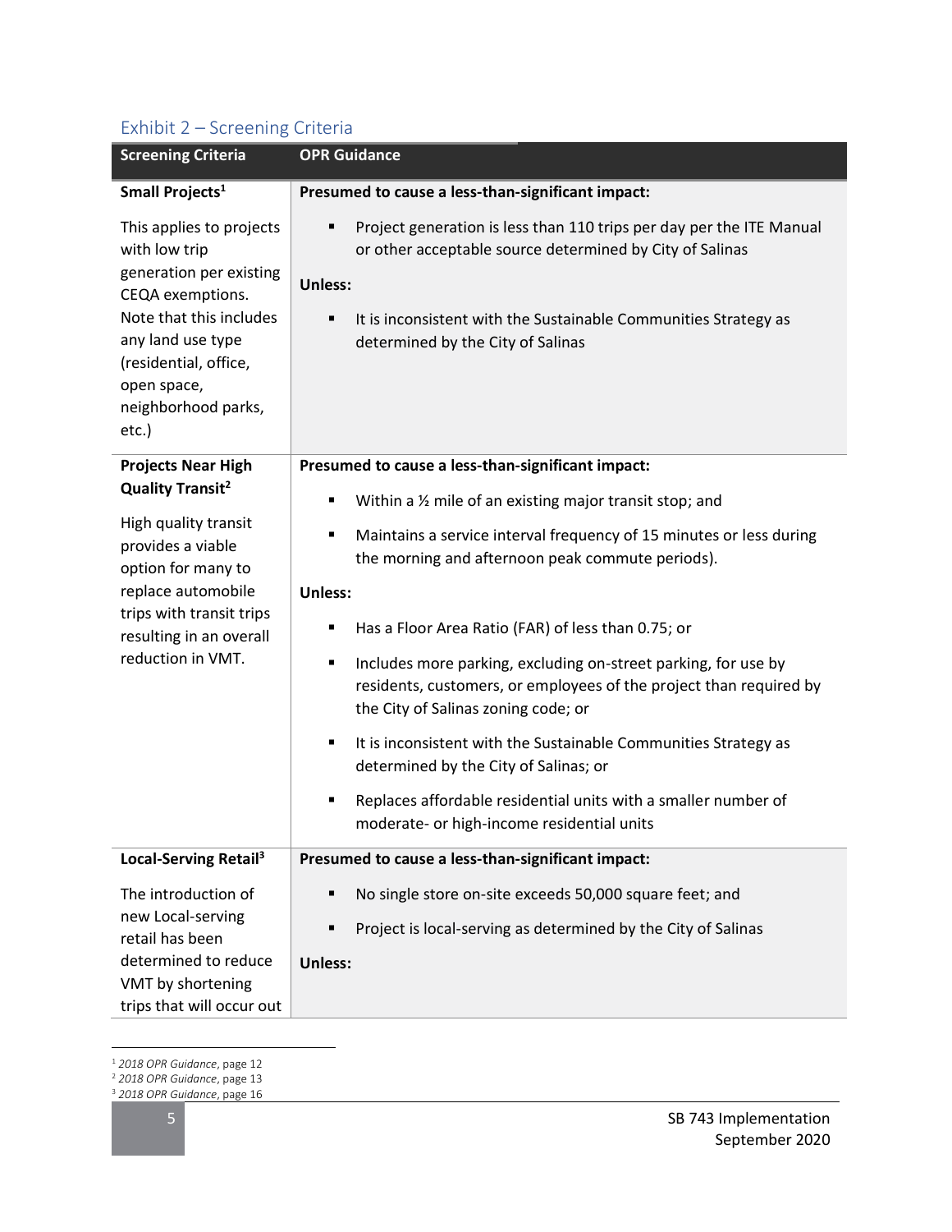## Exhibit 2 – Screening Criteria

| Screening Criteria | OPR Guidance |
| --- | --- |
| **Small Projects**[1]<br><br>This applies to projects with low trip generation per existing CEQA exemptions. Note that this includes any land use type (residential, office, open space, neighborhood parks, etc.) | **Presumed to cause a less-than-significant impact:**<br><br>▪ Project generation is less than 110 trips per day per the ITE Manual or other acceptable source determined by City of Salinas<br><br>**Unless:**<br><br>▪ It is inconsistent with the Sustainable Communities Strategy as determined by the City of Salinas |
| **Projects Near High Quality Transit**[2]<br><br>High quality transit provides a viable option for many to replace automobile trips with transit trips resulting in an overall reduction in VMT. | **Presumed to cause a less-than-significant impact:**<br><br>▪ Within a ½ mile of an existing major transit stop; and<br><br>▪ Maintains a service interval frequency of 15 minutes or less during the morning and afternoon peak commute periods).<br><br>**Unless:**<br><br>▪ Has a Floor Area Ratio (FAR) of less than 0.75; or<br><br>▪ Includes more parking, excluding on-street parking, for use by residents, customers, or employees of the project than required by the City of Salinas zoning code; or<br><br>▪ It is inconsistent with the Sustainable Communities Strategy as determined by the City of Salinas; or<br><br>▪ Replaces affordable residential units with a smaller number of moderate- or high-income residential units |
| **Local-Serving Retail**[3]<br><br>The introduction of new Local-serving retail has been determined to reduce VMT by shortening trips that will occur out | **Presumed to cause a less-than-significant impact:**<br><br>▪ No single store on-site exceeds 50,000 square feet; and<br><br>▪ Project is local-serving as determined by the City of Salinas<br><br>**Unless:** |

[1] *2018 OPR Guidance*, page 12
[2] *2018 OPR Guidance*, page 13
[3] *2018 OPR Guidance*, page 16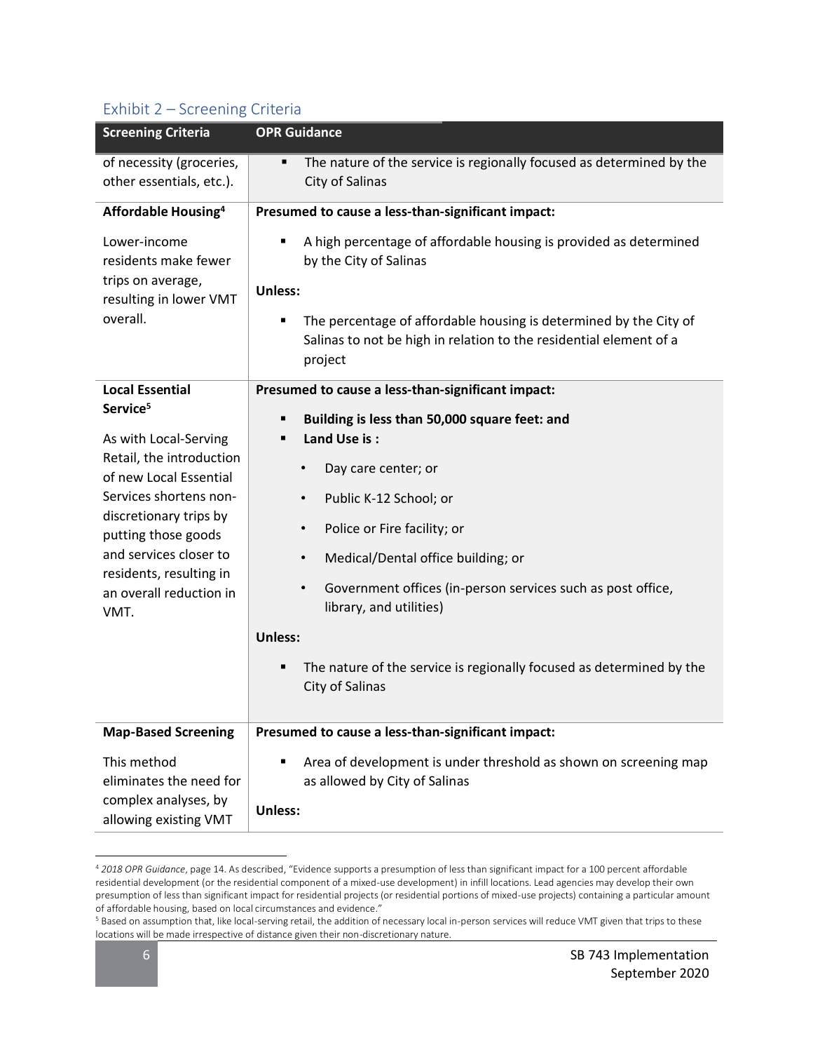### Exhibit 2 – Screening Criteria

| Screening Criteria | OPR Guidance |
|---|---|
| of necessity (groceries, other essentials, etc.). | ▪ The nature of the service is regionally focused as determined by the City of Salinas |
| **Affordable Housing**[4]<br><br>Lower-income residents make fewer trips on average, resulting in lower VMT overall. | **Presumed to cause a less-than-significant impact:**<br><br>▪ A high percentage of affordable housing is provided as determined by the City of Salinas<br><br>**Unless:**<br><br>▪ The percentage of affordable housing is determined by the City of Salinas to not be high in relation to the residential element of a project |
| **Local Essential Service**[5]<br><br>As with Local-Serving Retail, the introduction of new Local Essential Services shortens non-discretionary trips by putting those goods and services closer to residents, resulting in an overall reduction in VMT. | **Presumed to cause a less-than-significant impact:**<br><br>▪ **Building is less than 50,000 square feet: and**<br>▪ **Land Use is :**<br>• Day care center; or<br>• Public K-12 School; or<br>• Police or Fire facility; or<br>• Medical/Dental office building; or<br>• Government offices (in-person services such as post office, library, and utilities)<br><br>**Unless:**<br><br>▪ The nature of the service is regionally focused as determined by the City of Salinas |
| **Map-Based Screening**<br><br>This method eliminates the need for complex analyses, by allowing existing VMT | **Presumed to cause a less-than-significant impact:**<br><br>▪ Area of development is under threshold as shown on screening map as allowed by City of Salinas<br><br>**Unless:** |

[4] *2018 OPR Guidance*, page 14. As described, "Evidence supports a presumption of less than significant impact for a 100 percent affordable residential development (or the residential component of a mixed-use development) in infill locations. Lead agencies may develop their own presumption of less than significant impact for residential projects (or residential portions of mixed-use projects) containing a particular amount of affordable housing, based on local circumstances and evidence."

[5] Based on assumption that, like local-serving retail, the addition of necessary local in-person services will reduce VMT given that trips to these locations will be made irrespective of distance given their non-discretionary nature.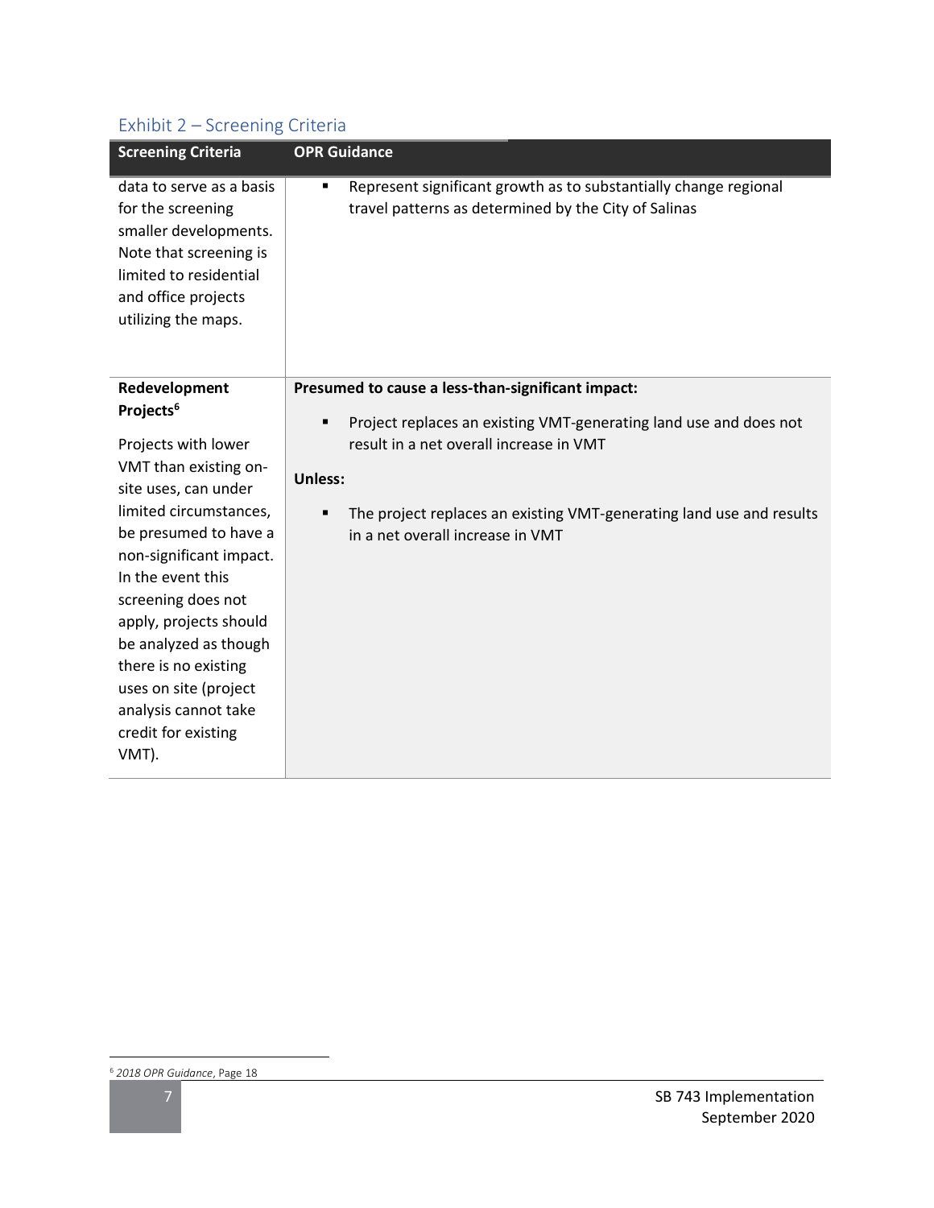## Exhibit 2 – Screening Criteria

| Screening Criteria | OPR Guidance |
|---|---|
| data to serve as a basis for the screening smaller developments. Note that screening is limited to residential and office projects utilizing the maps. | ▪ Represent significant growth as to substantially change regional travel patterns as determined by the City of Salinas |
| **Redevelopment Projects**[6]<br><br>Projects with lower VMT than existing on-site uses, can under limited circumstances, be presumed to have a non-significant impact. In the event this screening does not apply, projects should be analyzed as though there is no existing uses on site (project analysis cannot take credit for existing VMT). | **Presumed to cause a less-than-significant impact:**<br><br>▪ Project replaces an existing VMT-generating land use and does not result in a net overall increase in VMT<br><br>**Unless:**<br><br>▪ The project replaces an existing VMT-generating land use and results in a net overall increase in VMT |

[6] *2018 OPR Guidance*, Page 18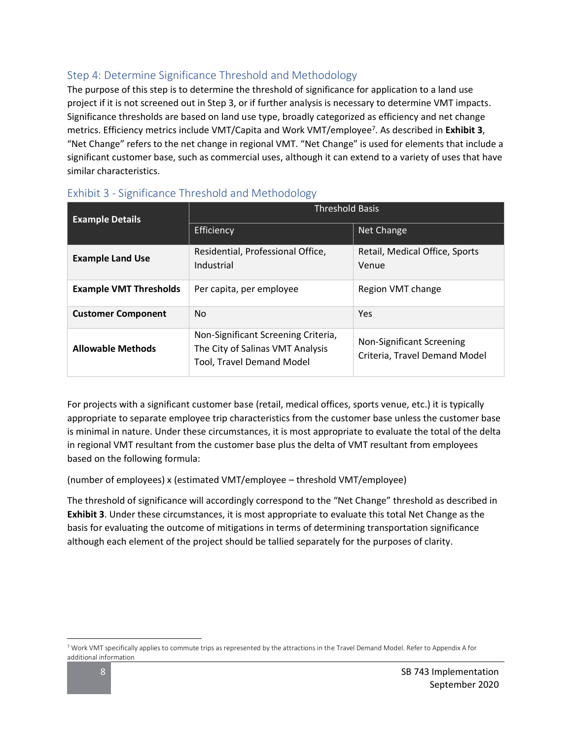## Step 4: Determine Significance Threshold and Methodology

The purpose of this step is to determine the threshold of significance for application to a land use project if it is not screened out in Step 3, or if further analysis is necessary to determine VMT impacts. Significance thresholds are based on land use type, broadly categorized as efficiency and net change metrics. Efficiency metrics include VMT/Capita and Work VMT/employee[7]. As described in **Exhibit 3**, "Net Change" refers to the net change in regional VMT. "Net Change" is used for elements that include a significant customer base, such as commercial uses, although it can extend to a variety of uses that have similar characteristics.

### Exhibit 3 - Significance Threshold and Methodology

| Example Details | Threshold Basis | |
|---|---|---|
| | Efficiency | Net Change |
| **Example Land Use** | Residential, Professional Office, Industrial | Retail, Medical Office, Sports Venue |
| **Example VMT Thresholds** | Per capita, per employee | Region VMT change |
| **Customer Component** | No | Yes |
| **Allowable Methods** | Non-Significant Screening Criteria, The City of Salinas VMT Analysis Tool, Travel Demand Model | Non-Significant Screening Criteria, Travel Demand Model |

For projects with a significant customer base (retail, medical offices, sports venue, etc.) it is typically appropriate to separate employee trip characteristics from the customer base unless the customer base is minimal in nature. Under these circumstances, it is most appropriate to evaluate the total of the delta in regional VMT resultant from the customer base plus the delta of VMT resultant from employees based on the following formula:

(number of employees) x (estimated VMT/employee – threshold VMT/employee)

The threshold of significance will accordingly correspond to the "Net Change" threshold as described in **Exhibit 3**. Under these circumstances, it is most appropriate to evaluate this total Net Change as the basis for evaluating the outcome of mitigations in terms of determining transportation significance although each element of the project should be tallied separately for the purposes of clarity.

[7] Work VMT specifically applies to commute trips as represented by the attractions in the Travel Demand Model. Refer to Appendix A for additional information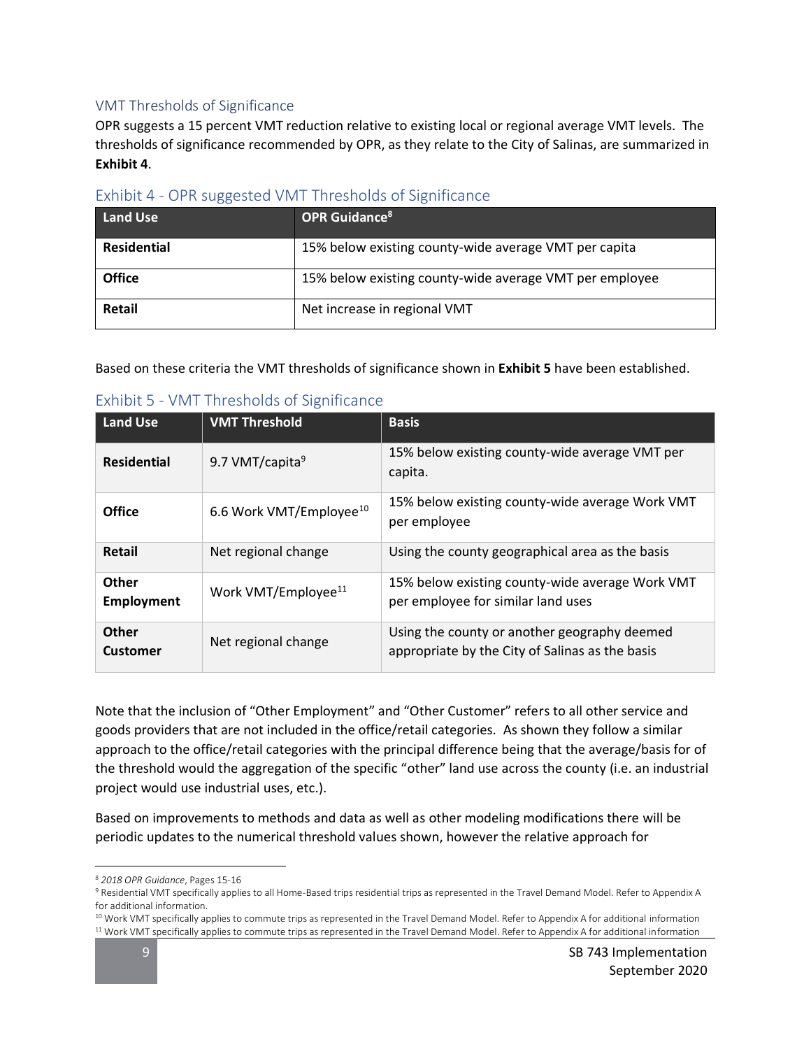### VMT Thresholds of Significance

OPR suggests a 15 percent VMT reduction relative to existing local or regional average VMT levels. The thresholds of significance recommended by OPR, as they relate to the City of Salinas, are summarized in **Exhibit 4**.

### Exhibit 4 - OPR suggested VMT Thresholds of Significance

| Land Use | OPR Guidance[8] |
|---|---|
| **Residential** | 15% below existing county-wide average VMT per capita |
| **Office** | 15% below existing county-wide average VMT per employee |
| **Retail** | Net increase in regional VMT |

Based on these criteria the VMT thresholds of significance shown in **Exhibit 5** have been established.

### Exhibit 5 - VMT Thresholds of Significance

| Land Use | VMT Threshold | Basis |
|---|---|---|
| **Residential** | 9.7 VMT/capita[9] | 15% below existing county-wide average VMT per capita. |
| **Office** | 6.6 Work VMT/Employee[10] | 15% below existing county-wide average Work VMT per employee |
| **Retail** | Net regional change | Using the county geographical area as the basis |
| **Other Employment** | Work VMT/Employee[11] | 15% below existing county-wide average Work VMT per employee for similar land uses |
| **Other Customer** | Net regional change | Using the county or another geography deemed appropriate by the City of Salinas as the basis |

Note that the inclusion of "Other Employment" and "Other Customer" refers to all other service and goods providers that are not included in the office/retail categories. As shown they follow a similar approach to the office/retail categories with the principal difference being that the average/basis for of the threshold would the aggregation of the specific "other" land use across the county (i.e. an industrial project would use industrial uses, etc.).

Based on improvements to methods and data as well as other modeling modifications there will be periodic updates to the numerical threshold values shown, however the relative approach for

---

[8] *2018 OPR Guidance*, Pages 15-16

[9] Residential VMT specifically applies to all Home-Based trips residential trips as represented in the Travel Demand Model. Refer to Appendix A for additional information.

[10] Work VMT specifically applies to commute trips as represented in the Travel Demand Model. Refer to Appendix A for additional information

[11] Work VMT specifically applies to commute trips as represented in the Travel Demand Model. Refer to Appendix A for additional information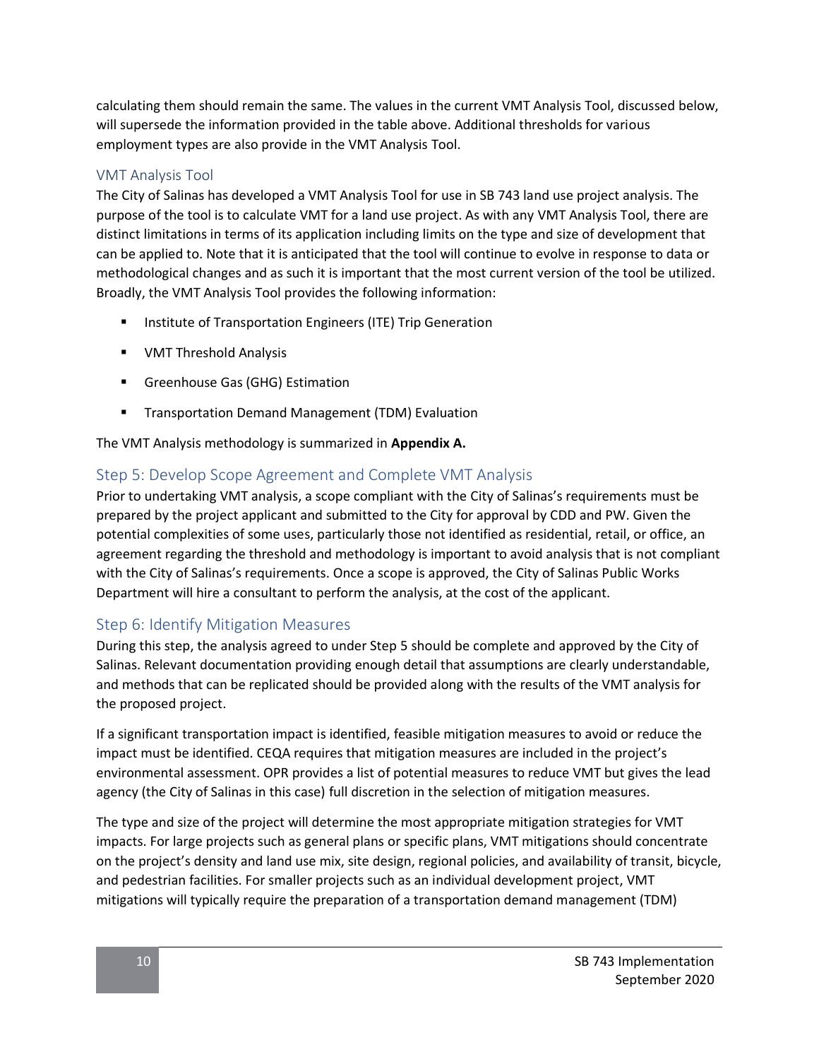calculating them should remain the same. The values in the current VMT Analysis Tool, discussed below, will supersede the information provided in the table above. Additional thresholds for various employment types are also provide in the VMT Analysis Tool.

### VMT Analysis Tool

The City of Salinas has developed a VMT Analysis Tool for use in SB 743 land use project analysis. The purpose of the tool is to calculate VMT for a land use project. As with any VMT Analysis Tool, there are distinct limitations in terms of its application including limits on the type and size of development that can be applied to. Note that it is anticipated that the tool will continue to evolve in response to data or methodological changes and as such it is important that the most current version of the tool be utilized. Broadly, the VMT Analysis Tool provides the following information:

- Institute of Transportation Engineers (ITE) Trip Generation
- VMT Threshold Analysis
- Greenhouse Gas (GHG) Estimation
- Transportation Demand Management (TDM) Evaluation

The VMT Analysis methodology is summarized in **Appendix A.**

## Step 5: Develop Scope Agreement and Complete VMT Analysis

Prior to undertaking VMT analysis, a scope compliant with the City of Salinas's requirements must be prepared by the project applicant and submitted to the City for approval by CDD and PW. Given the potential complexities of some uses, particularly those not identified as residential, retail, or office, an agreement regarding the threshold and methodology is important to avoid analysis that is not compliant with the City of Salinas's requirements. Once a scope is approved, the City of Salinas Public Works Department will hire a consultant to perform the analysis, at the cost of the applicant.

## Step 6: Identify Mitigation Measures

During this step, the analysis agreed to under Step 5 should be complete and approved by the City of Salinas. Relevant documentation providing enough detail that assumptions are clearly understandable, and methods that can be replicated should be provided along with the results of the VMT analysis for the proposed project.

If a significant transportation impact is identified, feasible mitigation measures to avoid or reduce the impact must be identified. CEQA requires that mitigation measures are included in the project's environmental assessment. OPR provides a list of potential measures to reduce VMT but gives the lead agency (the City of Salinas in this case) full discretion in the selection of mitigation measures.

The type and size of the project will determine the most appropriate mitigation strategies for VMT impacts. For large projects such as general plans or specific plans, VMT mitigations should concentrate on the project's density and land use mix, site design, regional policies, and availability of transit, bicycle, and pedestrian facilities. For smaller projects such as an individual development project, VMT mitigations will typically require the preparation of a transportation demand management (TDM)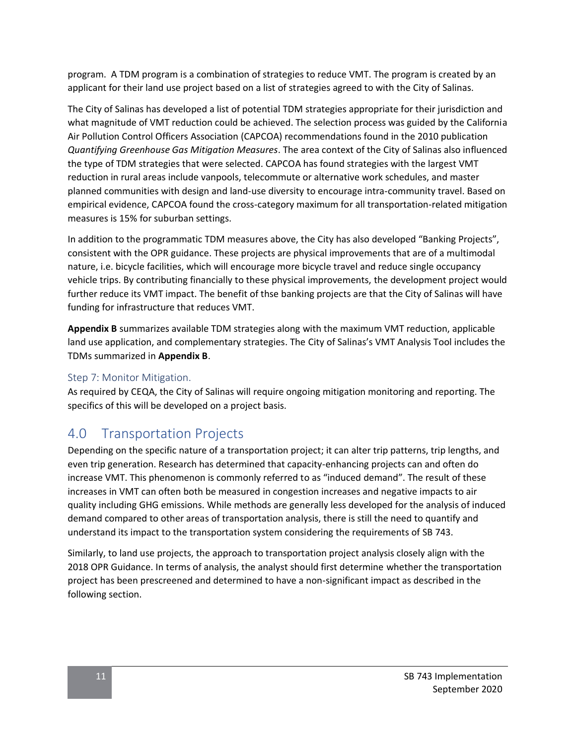program. A TDM program is a combination of strategies to reduce VMT. The program is created by an applicant for their land use project based on a list of strategies agreed to with the City of Salinas.

The City of Salinas has developed a list of potential TDM strategies appropriate for their jurisdiction and what magnitude of VMT reduction could be achieved. The selection process was guided by the California Air Pollution Control Officers Association (CAPCOA) recommendations found in the 2010 publication *Quantifying Greenhouse Gas Mitigation Measures*. The area context of the City of Salinas also influenced the type of TDM strategies that were selected. CAPCOA has found strategies with the largest VMT reduction in rural areas include vanpools, telecommute or alternative work schedules, and master planned communities with design and land-use diversity to encourage intra-community travel. Based on empirical evidence, CAPCOA found the cross-category maximum for all transportation-related mitigation measures is 15% for suburban settings.

In addition to the programmatic TDM measures above, the City has also developed "Banking Projects", consistent with the OPR guidance. These projects are physical improvements that are of a multimodal nature, i.e. bicycle facilities, which will encourage more bicycle travel and reduce single occupancy vehicle trips. By contributing financially to these physical improvements, the development project would further reduce its VMT impact. The benefit of thse banking projects are that the City of Salinas will have funding for infrastructure that reduces VMT.

**Appendix B** summarizes available TDM strategies along with the maximum VMT reduction, applicable land use application, and complementary strategies. The City of Salinas's VMT Analysis Tool includes the TDMs summarized in **Appendix B**.

### Step 7: Monitor Mitigation.

As required by CEQA, the City of Salinas will require ongoing mitigation monitoring and reporting. The specifics of this will be developed on a project basis.

## 4.0 Transportation Projects

Depending on the specific nature of a transportation project; it can alter trip patterns, trip lengths, and even trip generation. Research has determined that capacity-enhancing projects can and often do increase VMT. This phenomenon is commonly referred to as "induced demand". The result of these increases in VMT can often both be measured in congestion increases and negative impacts to air quality including GHG emissions. While methods are generally less developed for the analysis of induced demand compared to other areas of transportation analysis, there is still the need to quantify and understand its impact to the transportation system considering the requirements of SB 743.

Similarly, to land use projects, the approach to transportation project analysis closely align with the 2018 OPR Guidance. In terms of analysis, the analyst should first determine whether the transportation project has been prescreened and determined to have a non-significant impact as described in the following section.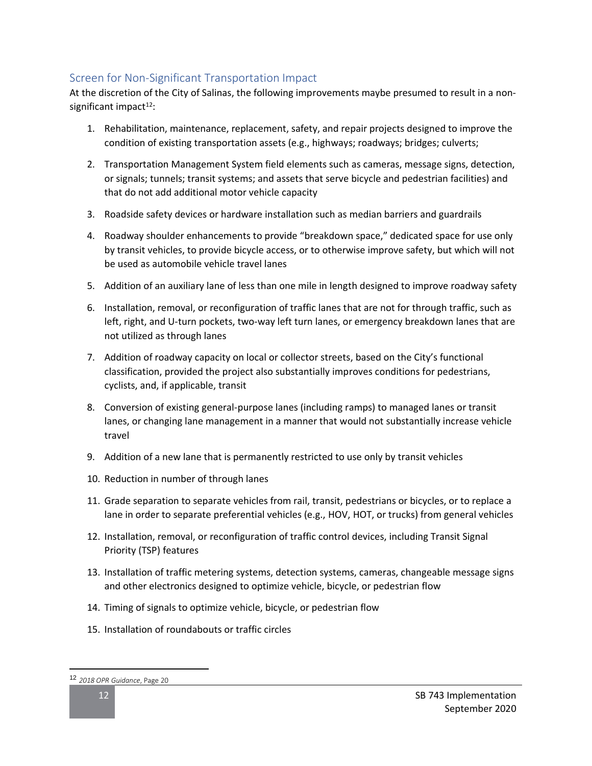## Screen for Non-Significant Transportation Impact

At the discretion of the City of Salinas, the following improvements maybe presumed to result in a non-significant impact[12]:

1. Rehabilitation, maintenance, replacement, safety, and repair projects designed to improve the condition of existing transportation assets (e.g., highways; roadways; bridges; culverts;
2. Transportation Management System field elements such as cameras, message signs, detection, or signals; tunnels; transit systems; and assets that serve bicycle and pedestrian facilities) and that do not add additional motor vehicle capacity
3. Roadside safety devices or hardware installation such as median barriers and guardrails
4. Roadway shoulder enhancements to provide "breakdown space," dedicated space for use only by transit vehicles, to provide bicycle access, or to otherwise improve safety, but which will not be used as automobile vehicle travel lanes
5. Addition of an auxiliary lane of less than one mile in length designed to improve roadway safety
6. Installation, removal, or reconfiguration of traffic lanes that are not for through traffic, such as left, right, and U-turn pockets, two-way left turn lanes, or emergency breakdown lanes that are not utilized as through lanes
7. Addition of roadway capacity on local or collector streets, based on the City's functional classification, provided the project also substantially improves conditions for pedestrians, cyclists, and, if applicable, transit
8. Conversion of existing general-purpose lanes (including ramps) to managed lanes or transit lanes, or changing lane management in a manner that would not substantially increase vehicle travel
9. Addition of a new lane that is permanently restricted to use only by transit vehicles
10. Reduction in number of through lanes
11. Grade separation to separate vehicles from rail, transit, pedestrians or bicycles, or to replace a lane in order to separate preferential vehicles (e.g., HOV, HOT, or trucks) from general vehicles
12. Installation, removal, or reconfiguration of traffic control devices, including Transit Signal Priority (TSP) features
13. Installation of traffic metering systems, detection systems, cameras, changeable message signs and other electronics designed to optimize vehicle, bicycle, or pedestrian flow
14. Timing of signals to optimize vehicle, bicycle, or pedestrian flow
15. Installation of roundabouts or traffic circles

[12] *2018 OPR Guidance*, Page 20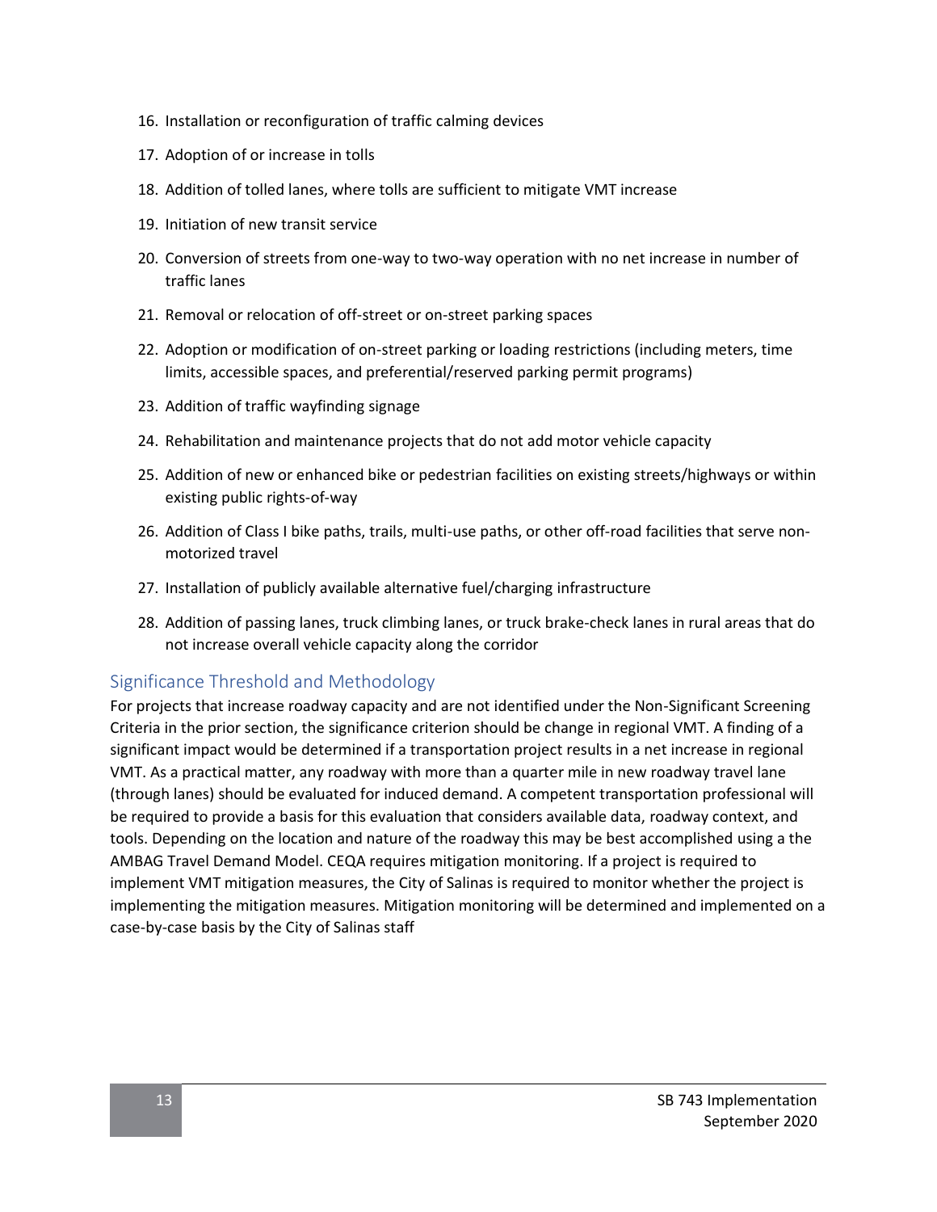16. Installation or reconfiguration of traffic calming devices
17. Adoption of or increase in tolls
18. Addition of tolled lanes, where tolls are sufficient to mitigate VMT increase
19. Initiation of new transit service
20. Conversion of streets from one-way to two-way operation with no net increase in number of traffic lanes
21. Removal or relocation of off-street or on-street parking spaces
22. Adoption or modification of on-street parking or loading restrictions (including meters, time limits, accessible spaces, and preferential/reserved parking permit programs)
23. Addition of traffic wayfinding signage
24. Rehabilitation and maintenance projects that do not add motor vehicle capacity
25. Addition of new or enhanced bike or pedestrian facilities on existing streets/highways or within existing public rights-of-way
26. Addition of Class I bike paths, trails, multi-use paths, or other off-road facilities that serve non-motorized travel
27. Installation of publicly available alternative fuel/charging infrastructure
28. Addition of passing lanes, truck climbing lanes, or truck brake-check lanes in rural areas that do not increase overall vehicle capacity along the corridor

## Significance Threshold and Methodology

For projects that increase roadway capacity and are not identified under the Non-Significant Screening Criteria in the prior section, the significance criterion should be change in regional VMT. A finding of a significant impact would be determined if a transportation project results in a net increase in regional VMT. As a practical matter, any roadway with more than a quarter mile in new roadway travel lane (through lanes) should be evaluated for induced demand. A competent transportation professional will be required to provide a basis for this evaluation that considers available data, roadway context, and tools. Depending on the location and nature of the roadway this may be best accomplished using a the AMBAG Travel Demand Model. CEQA requires mitigation monitoring. If a project is required to implement VMT mitigation measures, the City of Salinas is required to monitor whether the project is implementing the mitigation measures. Mitigation monitoring will be determined and implemented on a case-by-case basis by the City of Salinas staff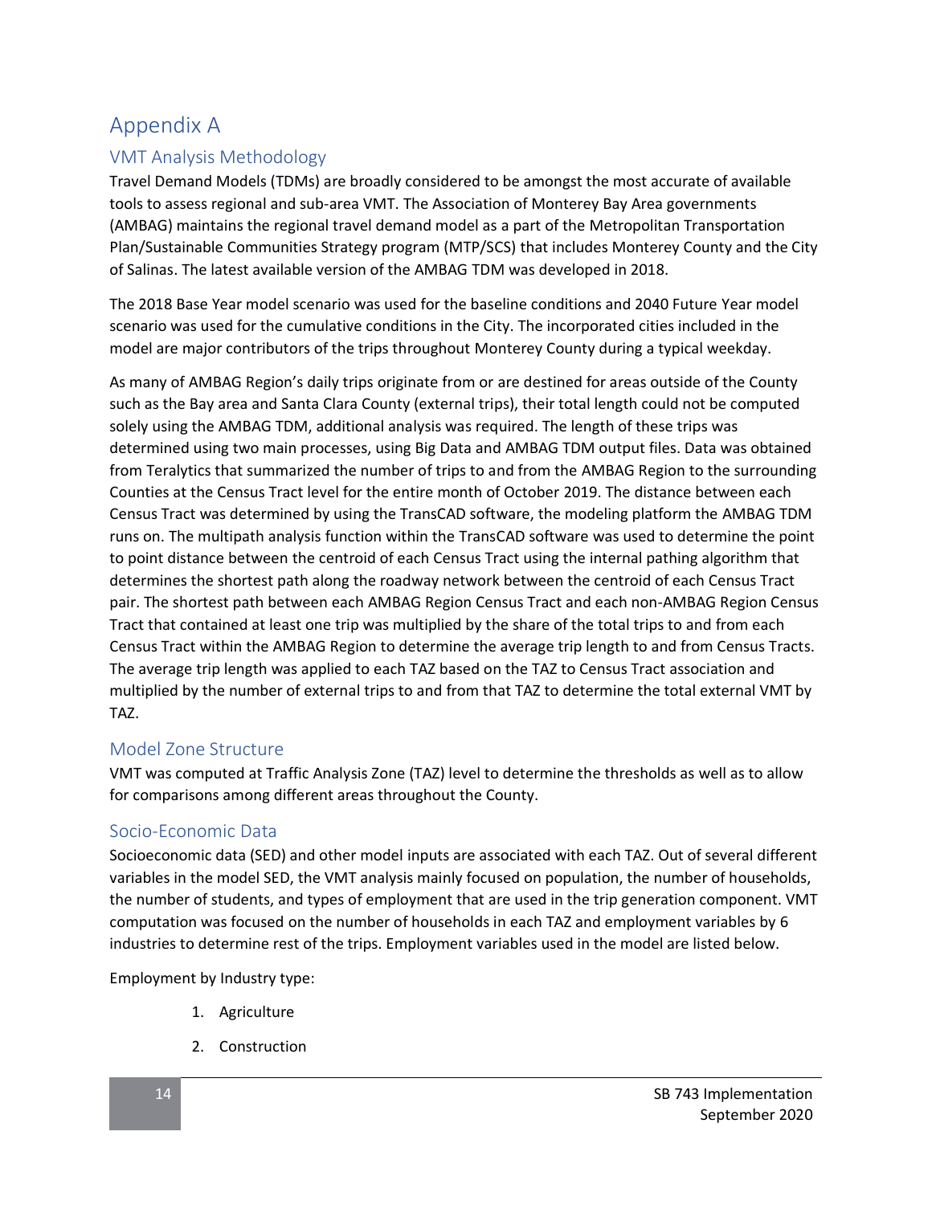# Appendix A

## VMT Analysis Methodology

Travel Demand Models (TDMs) are broadly considered to be amongst the most accurate of available tools to assess regional and sub-area VMT. The Association of Monterey Bay Area governments (AMBAG) maintains the regional travel demand model as a part of the Metropolitan Transportation Plan/Sustainable Communities Strategy program (MTP/SCS) that includes Monterey County and the City of Salinas. The latest available version of the AMBAG TDM was developed in 2018.

The 2018 Base Year model scenario was used for the baseline conditions and 2040 Future Year model scenario was used for the cumulative conditions in the City. The incorporated cities included in the model are major contributors of the trips throughout Monterey County during a typical weekday.

As many of AMBAG Region's daily trips originate from or are destined for areas outside of the County such as the Bay area and Santa Clara County (external trips), their total length could not be computed solely using the AMBAG TDM, additional analysis was required. The length of these trips was determined using two main processes, using Big Data and AMBAG TDM output files. Data was obtained from Teralytics that summarized the number of trips to and from the AMBAG Region to the surrounding Counties at the Census Tract level for the entire month of October 2019. The distance between each Census Tract was determined by using the TransCAD software, the modeling platform the AMBAG TDM runs on. The multipath analysis function within the TransCAD software was used to determine the point to point distance between the centroid of each Census Tract using the internal pathing algorithm that determines the shortest path along the roadway network between the centroid of each Census Tract pair. The shortest path between each AMBAG Region Census Tract and each non-AMBAG Region Census Tract that contained at least one trip was multiplied by the share of the total trips to and from each Census Tract within the AMBAG Region to determine the average trip length to and from Census Tracts. The average trip length was applied to each TAZ based on the TAZ to Census Tract association and multiplied by the number of external trips to and from that TAZ to determine the total external VMT by TAZ.

## Model Zone Structure

VMT was computed at Traffic Analysis Zone (TAZ) level to determine the thresholds as well as to allow for comparisons among different areas throughout the County.

## Socio-Economic Data

Socioeconomic data (SED) and other model inputs are associated with each TAZ. Out of several different variables in the model SED, the VMT analysis mainly focused on population, the number of households, the number of students, and types of employment that are used in the trip generation component. VMT computation was focused on the number of households in each TAZ and employment variables by 6 industries to determine rest of the trips. Employment variables used in the model are listed below.

Employment by Industry type:

1. Agriculture
2. Construction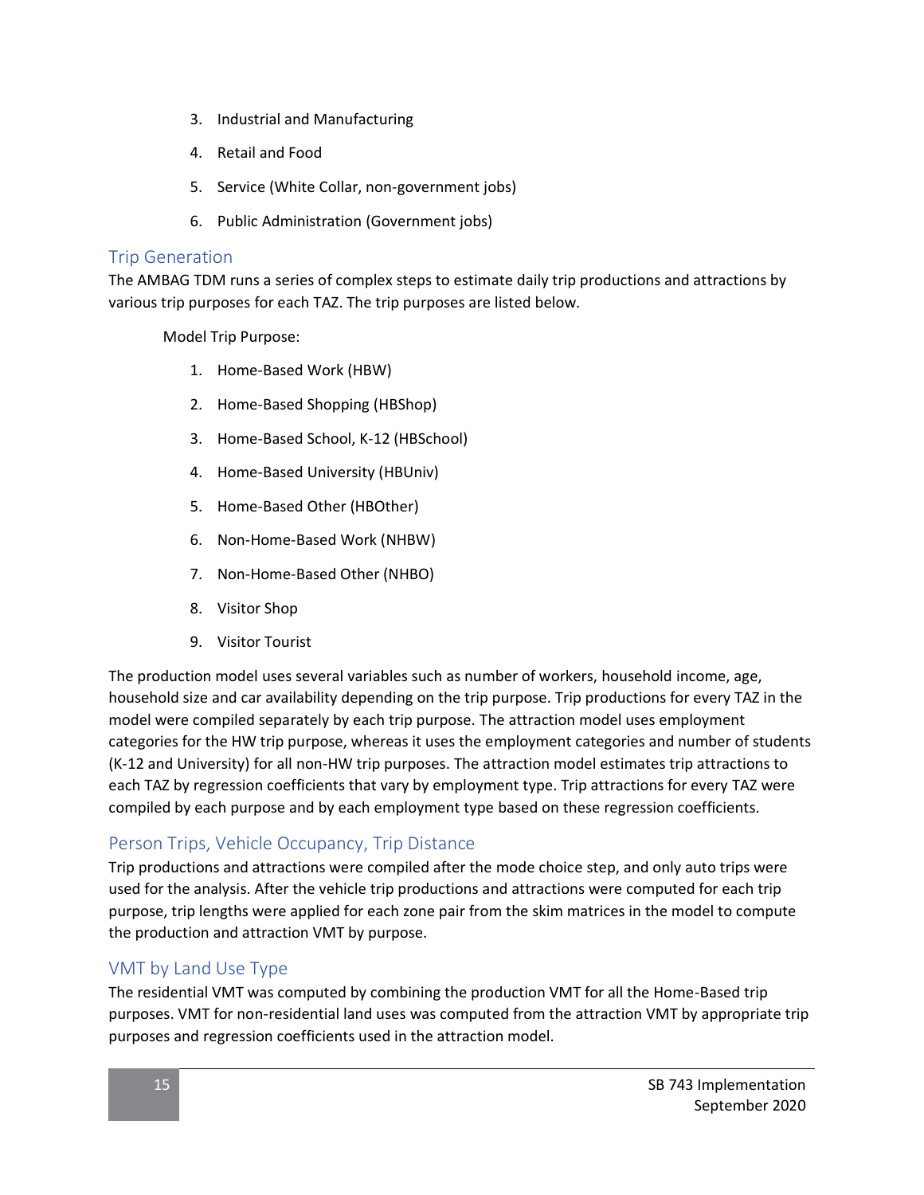3. Industrial and Manufacturing
4. Retail and Food
5. Service (White Collar, non-government jobs)
6. Public Administration (Government jobs)

### Trip Generation

The AMBAG TDM runs a series of complex steps to estimate daily trip productions and attractions by various trip purposes for each TAZ. The trip purposes are listed below.

Model Trip Purpose:

1. Home-Based Work (HBW)
2. Home-Based Shopping (HBShop)
3. Home-Based School, K-12 (HBSchool)
4. Home-Based University (HBUniv)
5. Home-Based Other (HBOther)
6. Non-Home-Based Work (NHBW)
7. Non-Home-Based Other (NHBO)
8. Visitor Shop
9. Visitor Tourist

The production model uses several variables such as number of workers, household income, age, household size and car availability depending on the trip purpose. Trip productions for every TAZ in the model were compiled separately by each trip purpose. The attraction model uses employment categories for the HW trip purpose, whereas it uses the employment categories and number of students (K-12 and University) for all non-HW trip purposes. The attraction model estimates trip attractions to each TAZ by regression coefficients that vary by employment type. Trip attractions for every TAZ were compiled by each purpose and by each employment type based on these regression coefficients.

### Person Trips, Vehicle Occupancy, Trip Distance

Trip productions and attractions were compiled after the mode choice step, and only auto trips were used for the analysis. After the vehicle trip productions and attractions were computed for each trip purpose, trip lengths were applied for each zone pair from the skim matrices in the model to compute the production and attraction VMT by purpose.

### VMT by Land Use Type

The residential VMT was computed by combining the production VMT for all the Home-Based trip purposes. VMT for non-residential land uses was computed from the attraction VMT by appropriate trip purposes and regression coefficients used in the attraction model.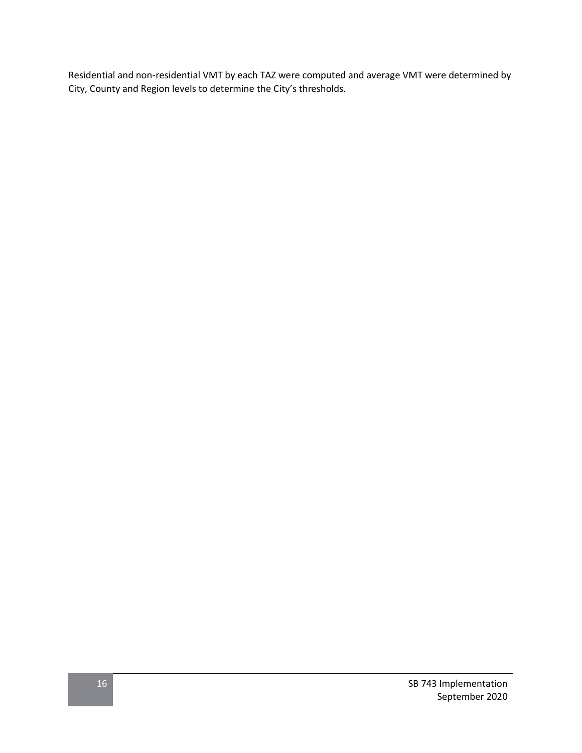Residential and non-residential VMT by each TAZ were computed and average VMT were determined by City, County and Region levels to determine the City's thresholds.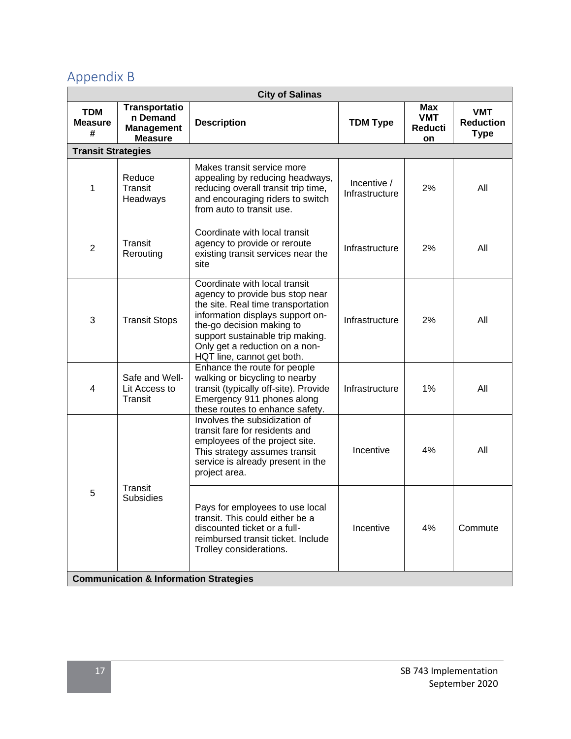## Appendix B

| City of Salinas | | | | | |
|---|---|---|---|---|---|
| **TDM Measure #** | **Transportation Demand Management Measure** | **Description** | **TDM Type** | **Max VMT Reduction** | **VMT Reduction Type** |
| **Transit Strategies** | | | | | |
| 1 | Reduce Transit Headways | Makes transit service more appealing by reducing headways, reducing overall transit trip time, and encouraging riders to switch from auto to transit use. | Incentive / Infrastructure | 2% | All |
| 2 | Transit Rerouting | Coordinate with local transit agency to provide or reroute existing transit services near the site | Infrastructure | 2% | All |
| 3 | Transit Stops | Coordinate with local transit agency to provide bus stop near the site. Real time transportation information displays support on-the-go decision making to support sustainable trip making. Only get a reduction on a non-HQT line, cannot get both. | Infrastructure | 2% | All |
| 4 | Safe and Well-Lit Access to Transit | Enhance the route for people walking or bicycling to nearby transit (typically off-site). Provide Emergency 911 phones along these routes to enhance safety. | Infrastructure | 1% | All |
| 5 | Transit Subsidies | Involves the subsidization of transit fare for residents and employees of the project site. This strategy assumes transit service is already present in the project area. | Incentive | 4% | All |
| | | Pays for employees to use local transit. This could either be a discounted ticket or a full-reimbursed transit ticket. Include Trolley considerations. | Incentive | 4% | Commute |
| **Communication & Information Strategies** | | | | | |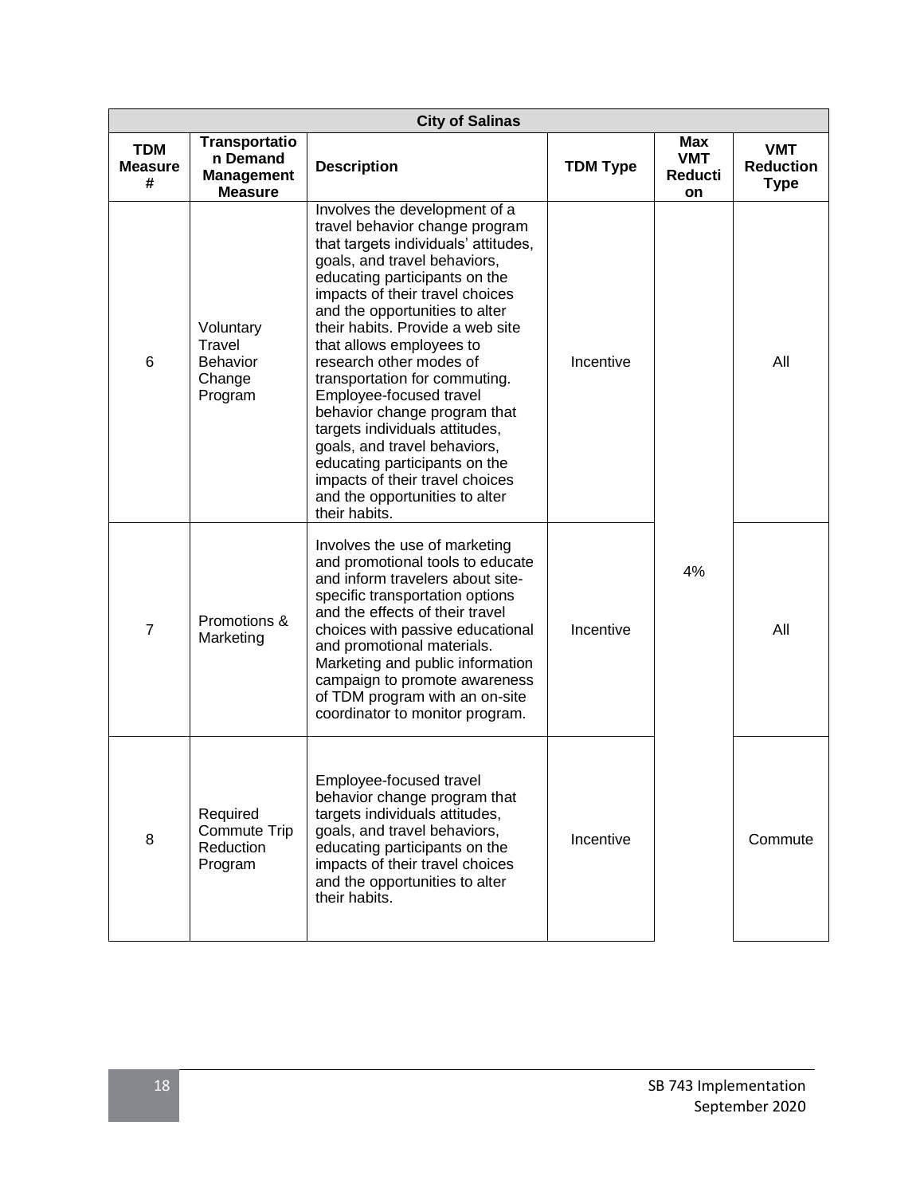| City of Salinas | | | | | |
|---|---|---|---|---|---|
| **TDM Measure #** | **Transportation Demand Management Measure** | **Description** | **TDM Type** | **Max VMT Reduction** | **VMT Reduction Type** |
| 6 | Voluntary Travel Behavior Change Program | Involves the development of a travel behavior change program that targets individuals' attitudes, goals, and travel behaviors, educating participants on the impacts of their travel choices and the opportunities to alter their habits. Provide a web site that allows employees to research other modes of transportation for commuting. Employee-focused travel behavior change program that targets individuals attitudes, goals, and travel behaviors, educating participants on the impacts of their travel choices and the opportunities to alter their habits. | Incentive | 4% | All |
| 7 | Promotions & Marketing | Involves the use of marketing and promotional tools to educate and inform travelers about site-specific transportation options and the effects of their travel choices with passive educational and promotional materials. Marketing and public information campaign to promote awareness of TDM program with an on-site coordinator to monitor program. | Incentive | | All |
| 8 | Required Commute Trip Reduction Program | Employee-focused travel behavior change program that targets individuals attitudes, goals, and travel behaviors, educating participants on the impacts of their travel choices and the opportunities to alter their habits. | Incentive | | Commute |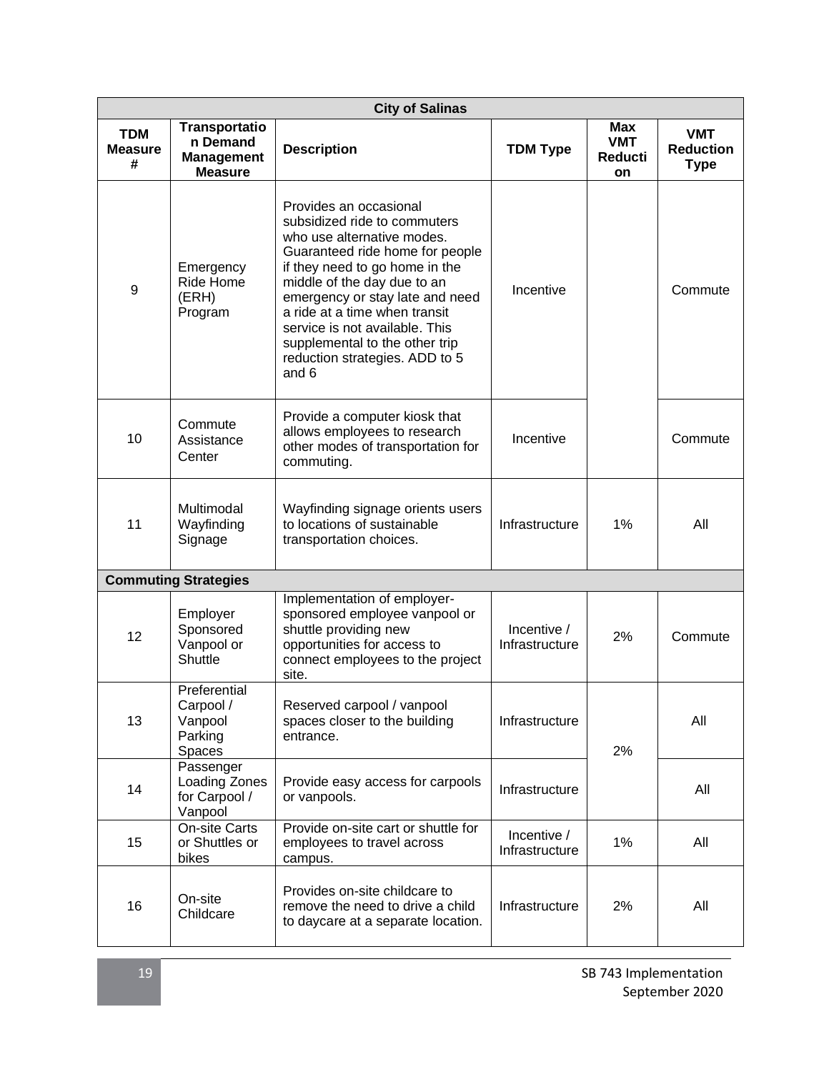| City of Salinas | | | | | |
|---|---|---|---|---|---|
| **TDM Measure #** | **Transportation Demand Management Measure** | **Description** | **TDM Type** | **Max VMT Reduction** | **VMT Reduction Type** |
| 9 | Emergency Ride Home (ERH) Program | Provides an occasional subsidized ride to commuters who use alternative modes. Guaranteed ride home for people if they need to go home in the middle of the day due to an emergency or stay late and need a ride at a time when transit service is not available. This supplemental to the other trip reduction strategies. ADD to 5 and 6 | Incentive | | Commute |
| 10 | Commute Assistance Center | Provide a computer kiosk that allows employees to research other modes of transportation for commuting. | Incentive | | Commute |
| 11 | Multimodal Wayfinding Signage | Wayfinding signage orients users to locations of sustainable transportation choices. | Infrastructure | 1% | All |
| **Commuting Strategies** | | | | | |
| 12 | Employer Sponsored Vanpool or Shuttle | Implementation of employer-sponsored employee vanpool or shuttle providing new opportunities for access to connect employees to the project site. | Incentive / Infrastructure | 2% | Commute |
| 13 | Preferential Carpool / Vanpool Parking Spaces | Reserved carpool / vanpool spaces closer to the building entrance. | Infrastructure | 2% | All |
| 14 | Passenger Loading Zones for Carpool / Vanpool | Provide easy access for carpools or vanpools. | Infrastructure | | All |
| 15 | On-site Carts or Shuttles or bikes | Provide on-site cart or shuttle for employees to travel across campus. | Incentive / Infrastructure | 1% | All |
| 16 | On-site Childcare | Provides on-site childcare to remove the need to drive a child to daycare at a separate location. | Infrastructure | 2% | All |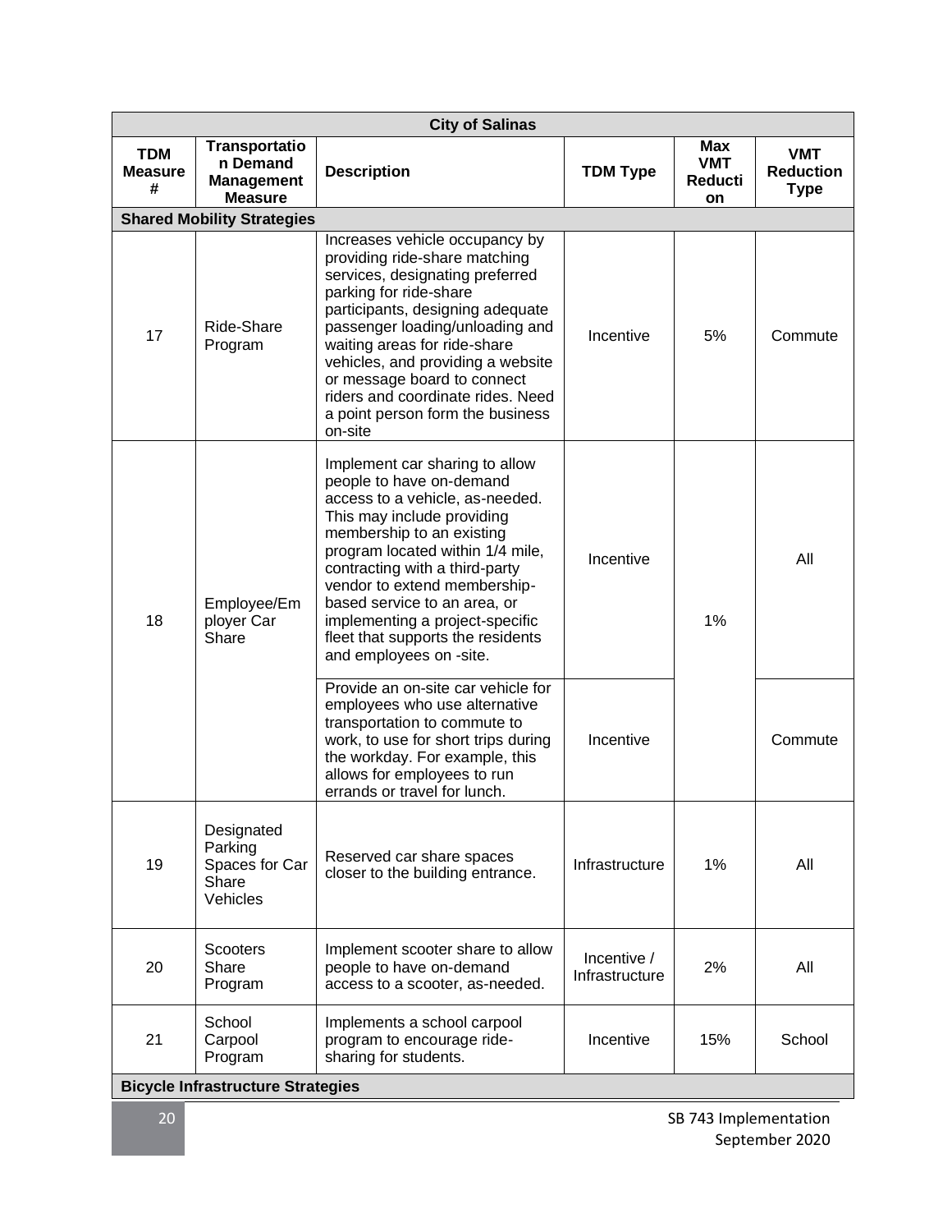| City of Salinas | | | | | |
|---|---|---|---|---|---|
| **TDM Measure #** | **Transportation Demand Management Measure** | **Description** | **TDM Type** | **Max VMT Reduction** | **VMT Reduction Type** |
| **Shared Mobility Strategies** | | | | | |
| 17 | Ride-Share Program | Increases vehicle occupancy by providing ride-share matching services, designating preferred parking for ride-share participants, designing adequate passenger loading/unloading and waiting areas for ride-share vehicles, and providing a website or message board to connect riders and coordinate rides. Need a point person form the business on-site | Incentive | 5% | Commute |
| 18 | Employee/Employer Car Share | Implement car sharing to allow people to have on-demand access to a vehicle, as-needed. This may include providing membership to an existing program located within 1/4 mile, contracting with a third-party vendor to extend membership-based service to an area, or implementing a project-specific fleet that supports the residents and employees on -site. | Incentive | 1% | All |
| | | Provide an on-site car vehicle for employees who use alternative transportation to commute to work, to use for short trips during the workday. For example, this allows for employees to run errands or travel for lunch. | Incentive | | Commute |
| 19 | Designated Parking Spaces for Car Share Vehicles | Reserved car share spaces closer to the building entrance. | Infrastructure | 1% | All |
| 20 | Scooters Share Program | Implement scooter share to allow people to have on-demand access to a scooter, as-needed. | Incentive / Infrastructure | 2% | All |
| 21 | School Carpool Program | Implements a school carpool program to encourage ride-sharing for students. | Incentive | 15% | School |
| **Bicycle Infrastructure Strategies** | | | | | |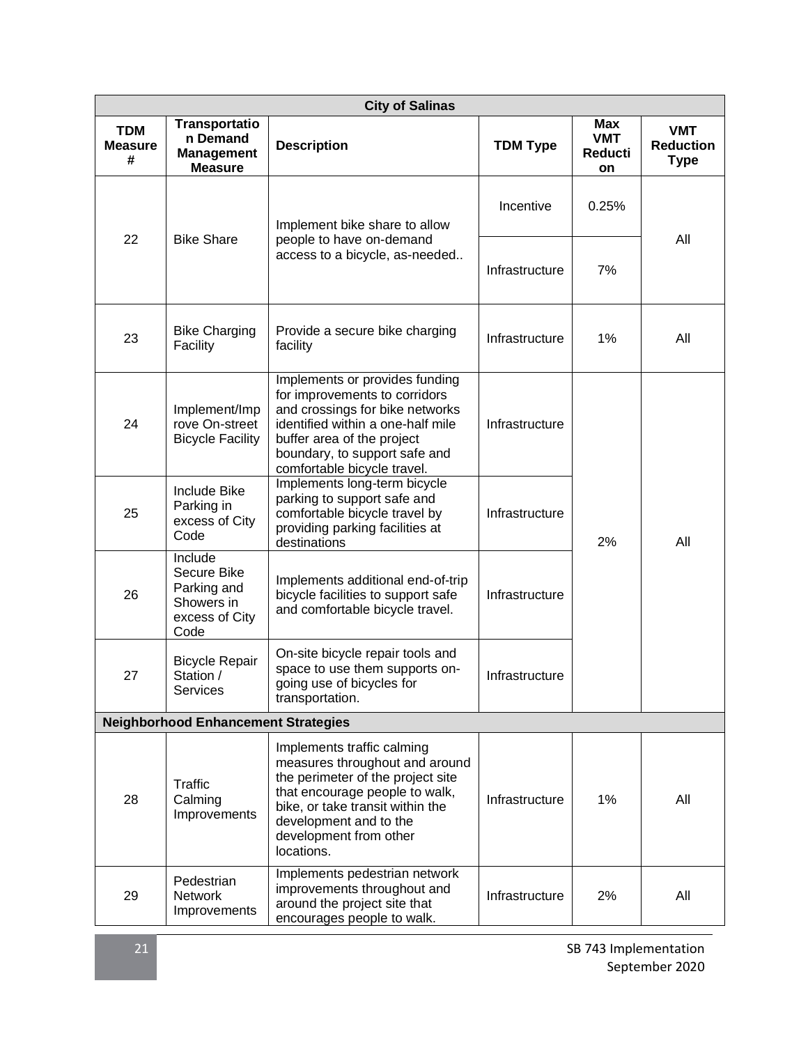| City of Salinas | | | | | |
|---|---|---|---|---|---|
| **TDM Measure #** | **Transportation Demand Management Measure** | **Description** | **TDM Type** | **Max VMT Reduction** | **VMT Reduction Type** |
| 22 | Bike Share | Implement bike share to allow people to have on-demand access to a bicycle, as-needed.. | Incentive | 0.25% | All |
| | | | Infrastructure | 7% | |
| 23 | Bike Charging Facility | Provide a secure bike charging facility | Infrastructure | 1% | All |
| 24 | Implement/Improve On-street Bicycle Facility | Implements or provides funding for improvements to corridors and crossings for bike networks identified within a one-half mile buffer area of the project boundary, to support safe and comfortable bicycle travel. | Infrastructure | 2% | All |
| 25 | Include Bike Parking in excess of City Code | Implements long-term bicycle parking to support safe and comfortable bicycle travel by providing parking facilities at destinations | Infrastructure | | |
| 26 | Include Secure Bike Parking and Showers in excess of City Code | Implements additional end-of-trip bicycle facilities to support safe and comfortable bicycle travel. | Infrastructure | | |
| 27 | Bicycle Repair Station / Services | On-site bicycle repair tools and space to use them supports on-going use of bicycles for transportation. | Infrastructure | | |
| **Neighborhood Enhancement Strategies** | | | | | |
| 28 | Traffic Calming Improvements | Implements traffic calming measures throughout and around the perimeter of the project site that encourage people to walk, bike, or take transit within the development and to the development from other locations. | Infrastructure | 1% | All |
| 29 | Pedestrian Network Improvements | Implements pedestrian network improvements throughout and around the project site that encourages people to walk. | Infrastructure | 2% | All |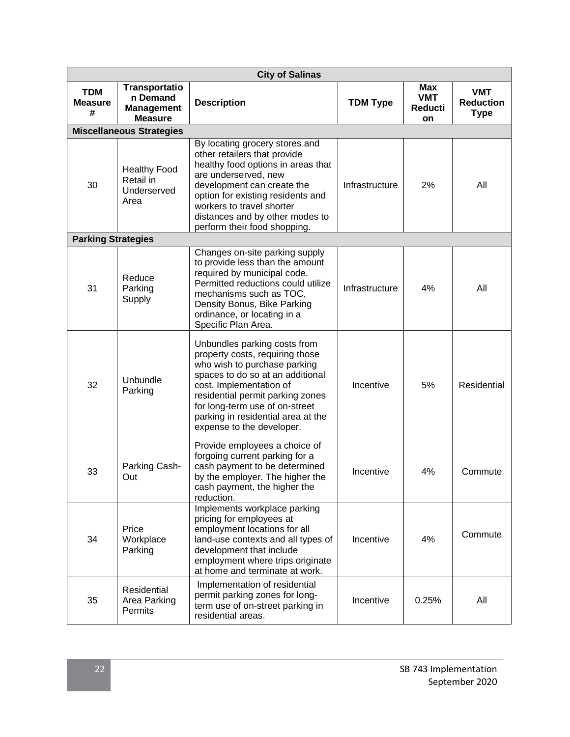| City of Salinas | | | | | |
|---|---|---|---|---|---|
| **TDM Measure #** | **Transportation Demand Management Measure** | **Description** | **TDM Type** | **Max VMT Reduction** | **VMT Reduction Type** |
| **Miscellaneous Strategies** | | | | | |
| 30 | Healthy Food Retail in Underserved Area | By locating grocery stores and other retailers that provide healthy food options in areas that are underserved, new development can create the option for existing residents and workers to travel shorter distances and by other modes to perform their food shopping. | Infrastructure | 2% | All |
| **Parking Strategies** | | | | | |
| 31 | Reduce Parking Supply | Changes on-site parking supply to provide less than the amount required by municipal code. Permitted reductions could utilize mechanisms such as TOC, Density Bonus, Bike Parking ordinance, or locating in a Specific Plan Area. | Infrastructure | 4% | All |
| 32 | Unbundle Parking | Unbundles parking costs from property costs, requiring those who wish to purchase parking spaces to do so at an additional cost. Implementation of residential permit parking zones for long-term use of on-street parking in residential area at the expense to the developer. | Incentive | 5% | Residential |
| 33 | Parking Cash-Out | Provide employees a choice of forgoing current parking for a cash payment to be determined by the employer. The higher the cash payment, the higher the reduction. | Incentive | 4% | Commute |
| 34 | Price Workplace Parking | Implements workplace parking pricing for employees at employment locations for all land-use contexts and all types of development that include employment where trips originate at home and terminate at work. | Incentive | 4% | Commute |
| 35 | Residential Area Parking Permits | Implementation of residential permit parking zones for long-term use of on-street parking in residential areas. | Incentive | 0.25% | All |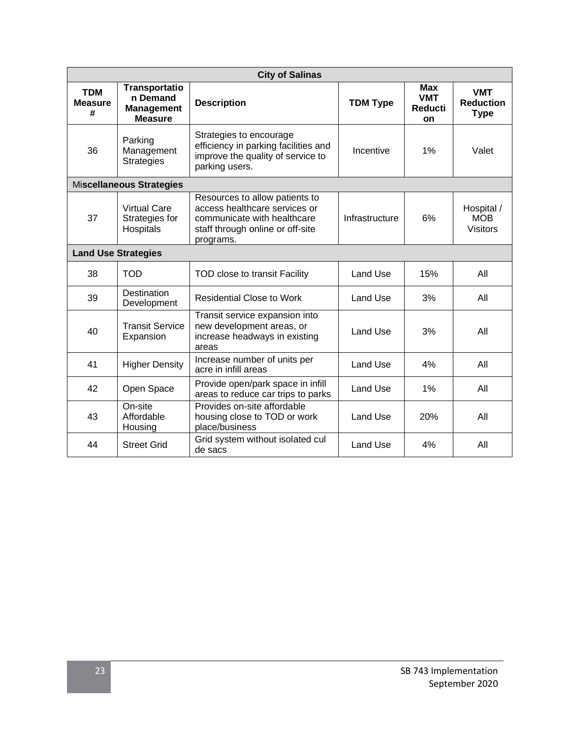| City of Salinas | | | | | |
|---|---|---|---|---|---|
| **TDM Measure #** | **Transportation Demand Management Measure** | **Description** | **TDM Type** | **Max VMT Reduction** | **VMT Reduction Type** |
| 36 | Parking Management Strategies | Strategies to encourage efficiency in parking facilities and improve the quality of service to parking users. | Incentive | 1% | Valet |
| **Miscellaneous Strategies** | | | | | |
| 37 | Virtual Care Strategies for Hospitals | Resources to allow patients to access healthcare services or communicate with healthcare staff through online or off-site programs. | Infrastructure | 6% | Hospital / MOB Visitors |
| **Land Use Strategies** | | | | | |
| 38 | TOD | TOD close to transit Facility | Land Use | 15% | All |
| 39 | Destination Development | Residential Close to Work | Land Use | 3% | All |
| 40 | Transit Service Expansion | Transit service expansion into new development areas, or increase headways in existing areas | Land Use | 3% | All |
| 41 | Higher Density | Increase number of units per acre in infill areas | Land Use | 4% | All |
| 42 | Open Space | Provide open/park space in infill areas to reduce car trips to parks | Land Use | 1% | All |
| 43 | On-site Affordable Housing | Provides on-site affordable housing close to TOD or work place/business | Land Use | 20% | All |
| 44 | Street Grid | Grid system without isolated cul de sacs | Land Use | 4% | All |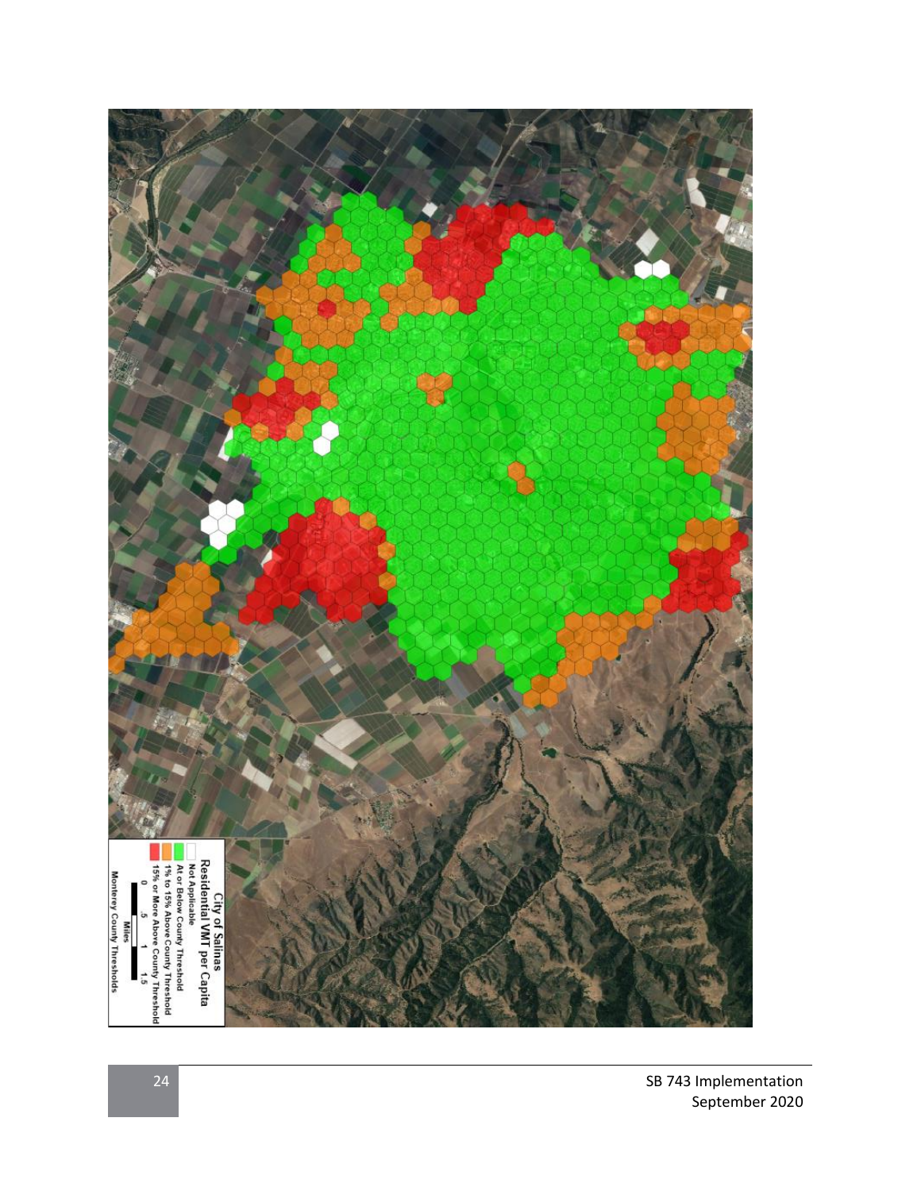City of Salinas
Residential VMT per Capita

- Not Applicable
- At or Below County Threshold
- 1% to 15% Above County Threshold
- 15% or More Above County Threshold

0 .5 1 1.5
Miles

Monterey County Thresholds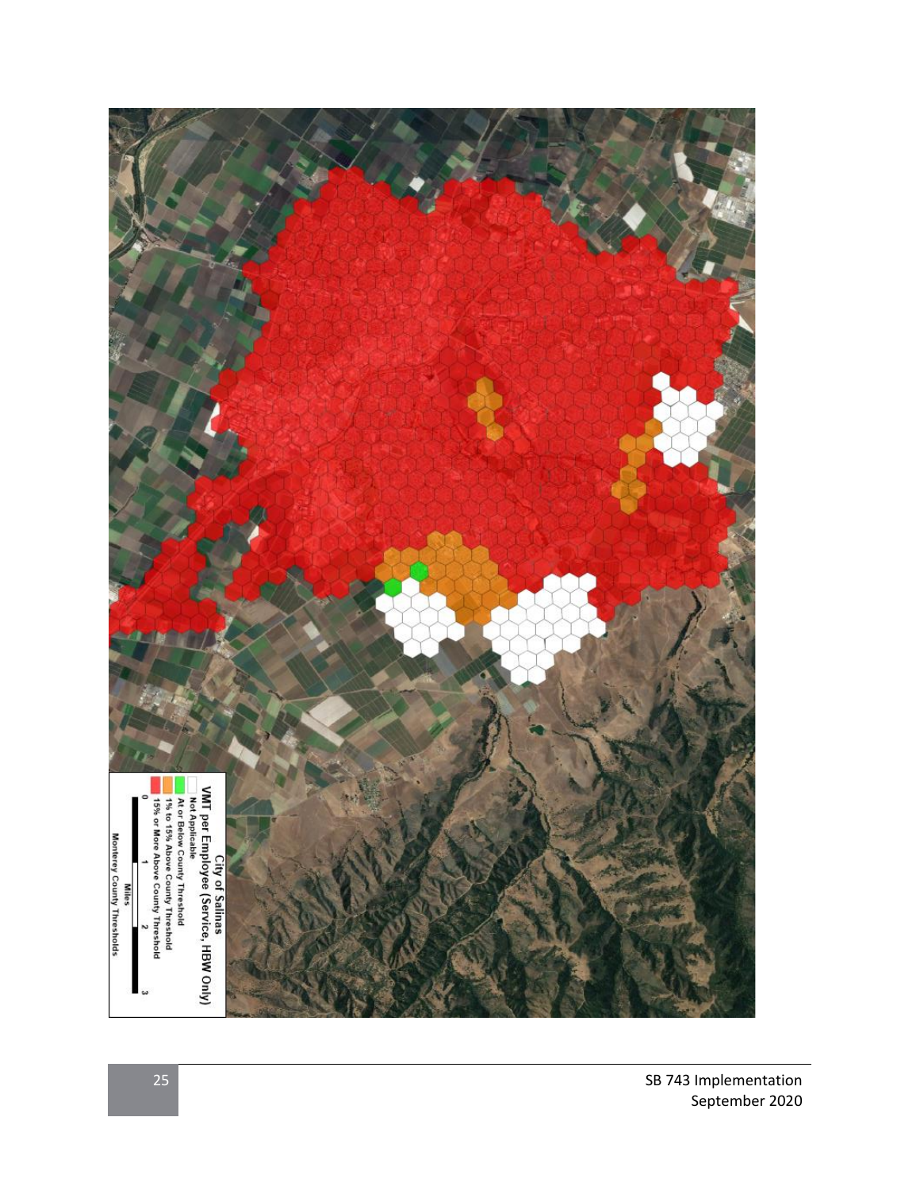City of Salinas

VMT per Employee (Service, HBW Only)

Not Applicable

At or Below County Threshold

1% to 15% Above County Threshold

15% or More Above County Threshold

0 1 2 3

Miles

Monterey County Thresholds